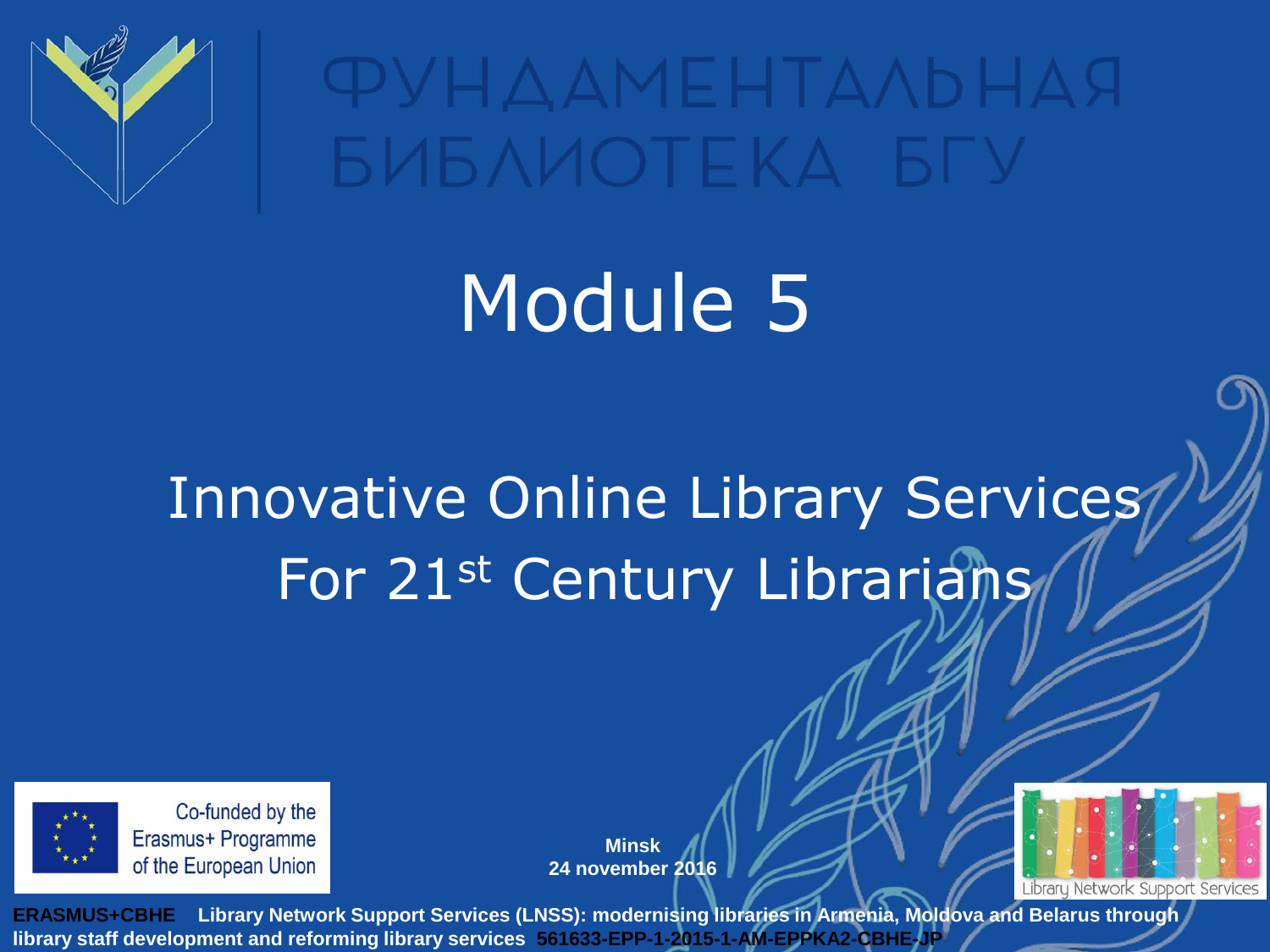ФУНДАМЕНТАЛЬНАЯ БИБЛИОТЕКА БГУ

# Module 5

## Innovative Online Library Services For 21st Century Librarians

Co-funded by the Erasmus+ Programme of the European Union

**Minsk**
**24 november 2016**

Library Network Support Services

**ERASMUS+CBHE Library Network Support Services (LNSS): modernising libraries in Armenia, Moldova and Belarus through library staff development and reforming library services 561633-EPP-1-2015-1-AM-EPPKA2-CBHE-JP**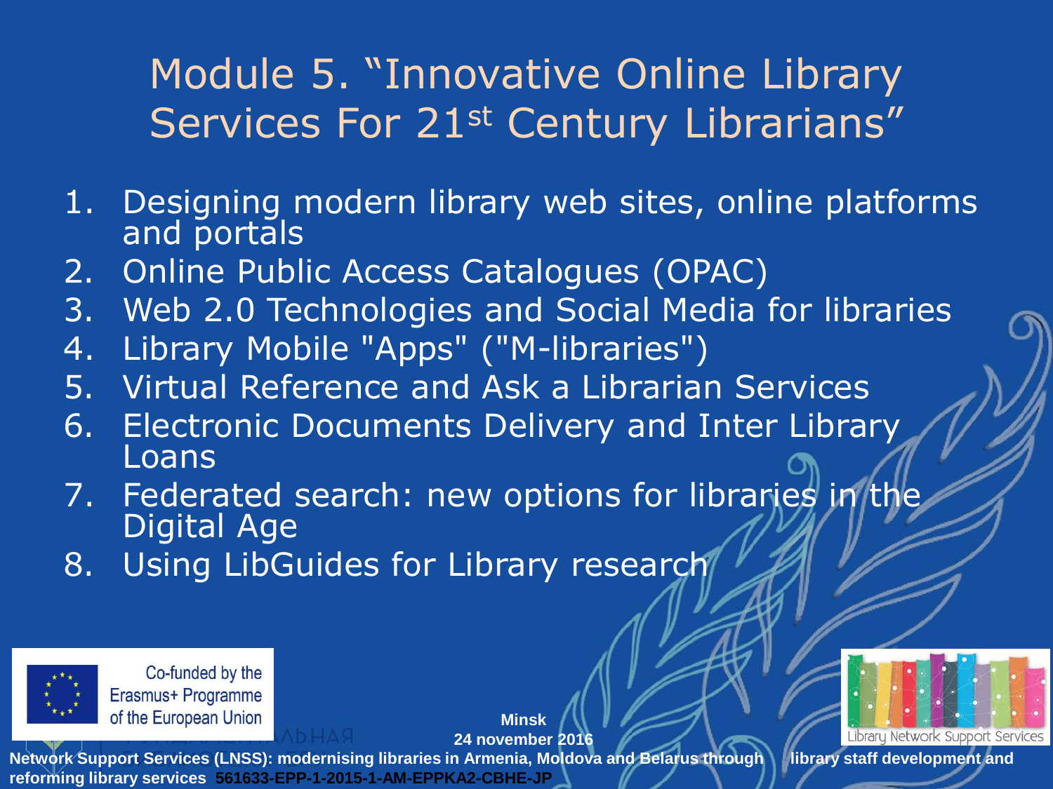# Module 5. "Innovative Online Library Services For 21st Century Librarians"

1. Designing modern library web sites, online platforms and portals
2. Online Public Access Catalogues (OPAC)
3. Web 2.0 Technologies and Social Media for libraries
4. Library Mobile "Apps" ("M-libraries")
5. Virtual Reference and Ask a Librarian Services
6. Electronic Documents Delivery and Inter Library Loans
7. Federated search: new options for libraries in the Digital Age
8. Using LibGuides for Library research

Co-funded by the Erasmus+ Programme of the European Union

**Minsk**
**24 november 2016**

Library Network Support Services

**Network Support Services (LNSS): modernising libraries in Armenia, Moldova and Belarus through library staff development and reforming library services 561633-EPP-1-2015-1-AM-EPPKA2-CBHE-JP**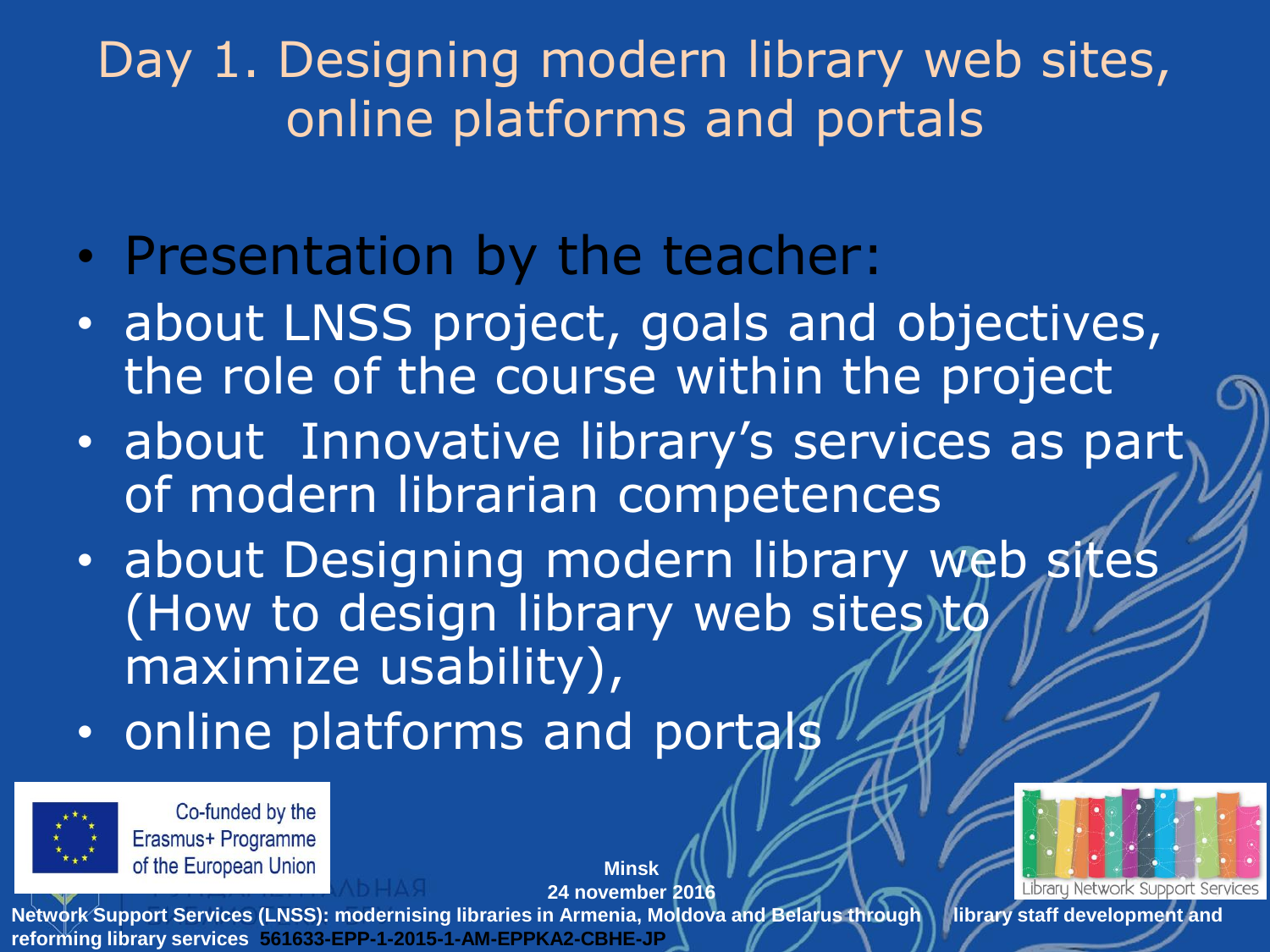# Day 1. Designing modern library web sites, online platforms and portals

- Presentation by the teacher:
- about LNSS project, goals and objectives, the role of the course within the project
- about Innovative library's services as part of modern librarian competences
- about Designing modern library web sites (How to design library web sites to maximize usability),
- online platforms and portals

Co-funded by the Erasmus+ Programme of the European Union

Minsk
24 november 2016

Library Network Support Services

Network Support Services (LNSS): modernising libraries in Armenia, Moldova and Belarus through library staff development and reforming library services 561633-EPP-1-2015-1-AM-EPPKA2-CBHE-JP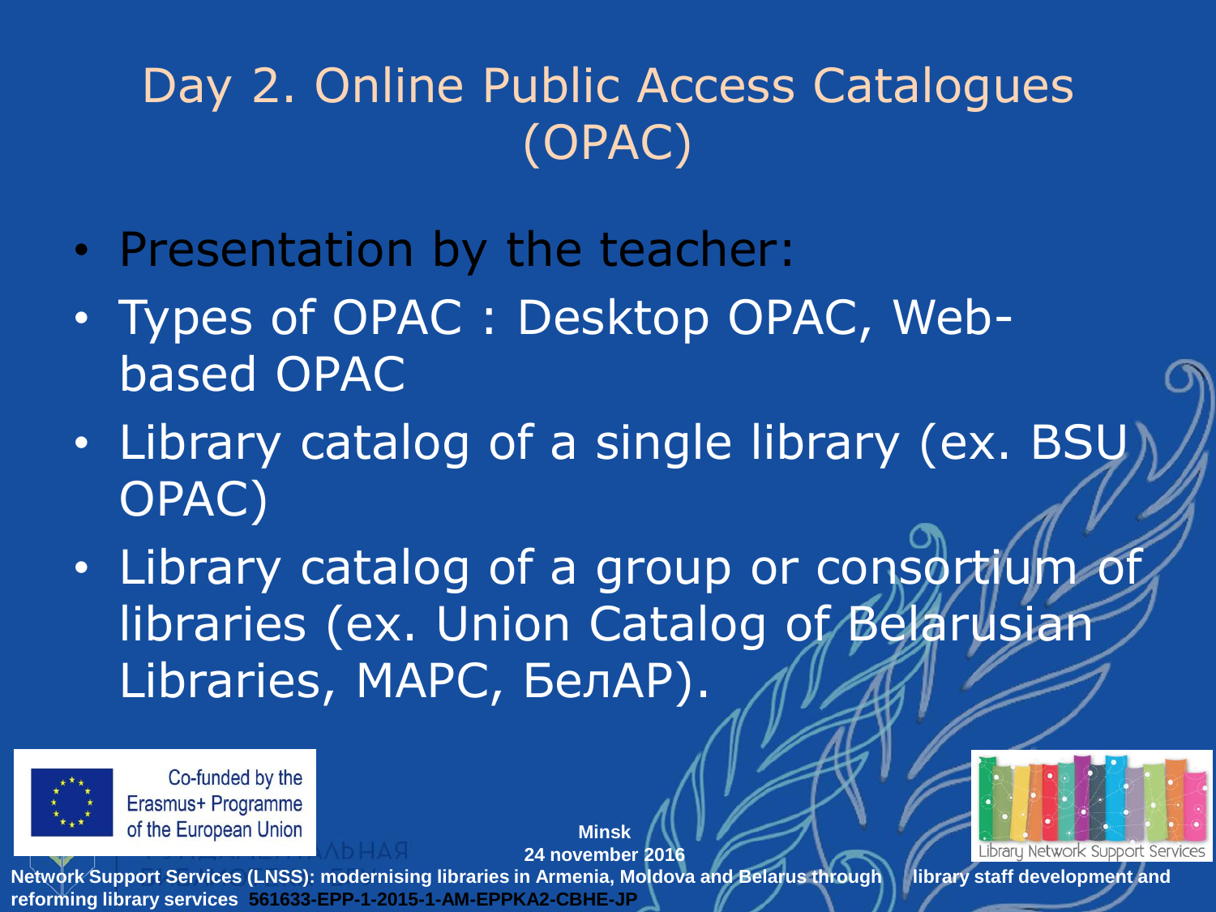# Day 2. Online Public Access Catalogues (OPAC)

- Presentation by the teacher:
- Types of OPAC : Desktop OPAC, Web-based OPAC
- Library catalog of a single library (ex. BSU OPAC)
- Library catalog of a group or consortium of libraries (ex. Union Catalog of Belarusian Libraries, MAPC, БелАР).

Co-funded by the Erasmus+ Programme of the European Union

Minsk
24 november 2016

Library Network Support Services

**Network Support Services (LNSS): modernising libraries in Armenia, Moldova and Belarus through library staff development and reforming library services 561633-EPP-1-2015-1-AM-EPPKA2-CBHE-JP**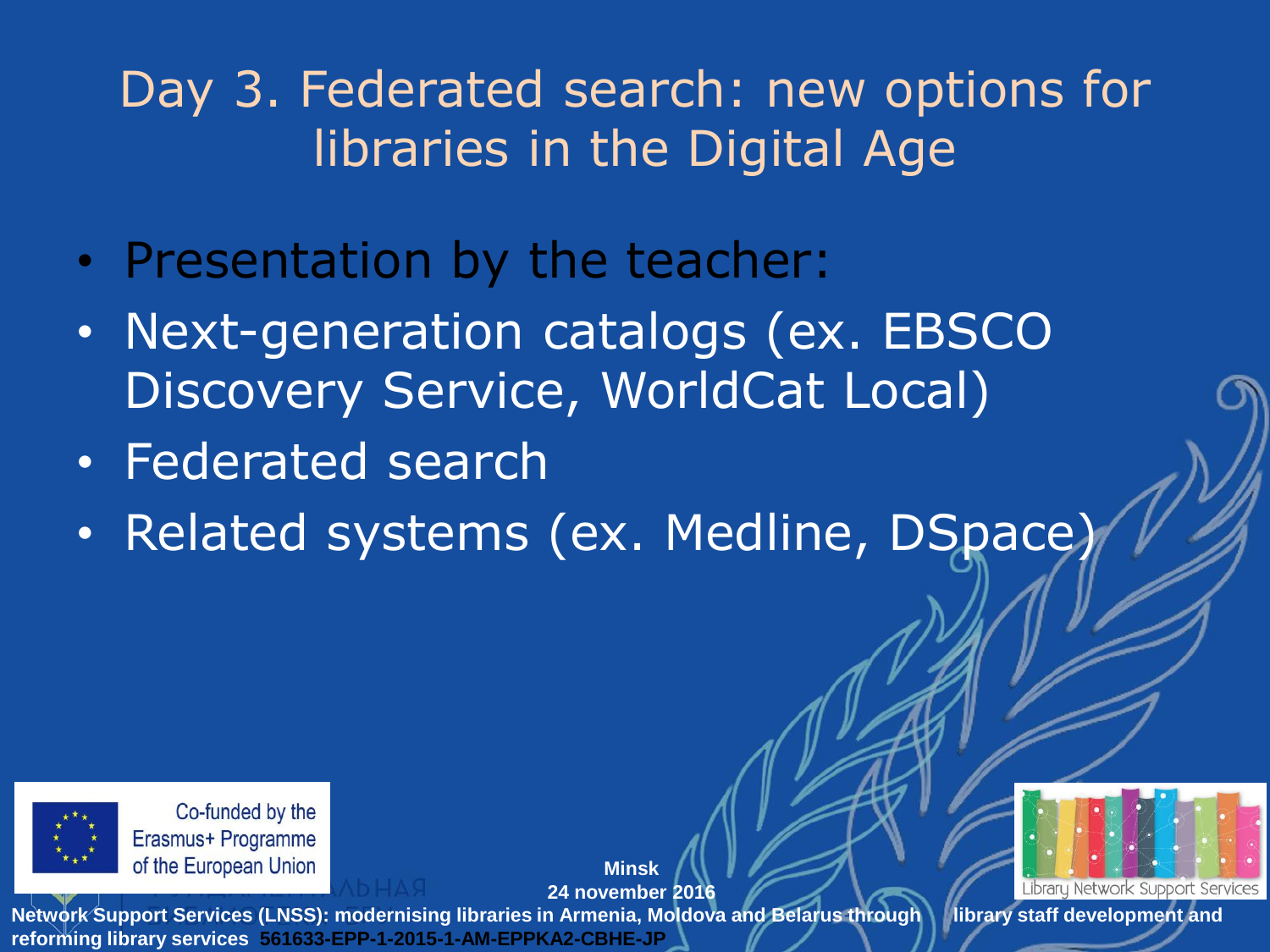# Day 3. Federated search: new options for libraries in the Digital Age

- Presentation by the teacher:
- Next-generation catalogs (ex. EBSCO Discovery Service, WorldCat Local)
- Federated search
- Related systems (ex. Medline, DSpace)

Co-funded by the Erasmus+ Programme of the European Union

**Minsk**
**24 november 2016**

Library Network Support Services

**Network Support Services (LNSS): modernising libraries in Armenia, Moldova and Belarus through library staff development and reforming library services 561633-EPP-1-2015-1-AM-EPPKA2-CBHE-JP**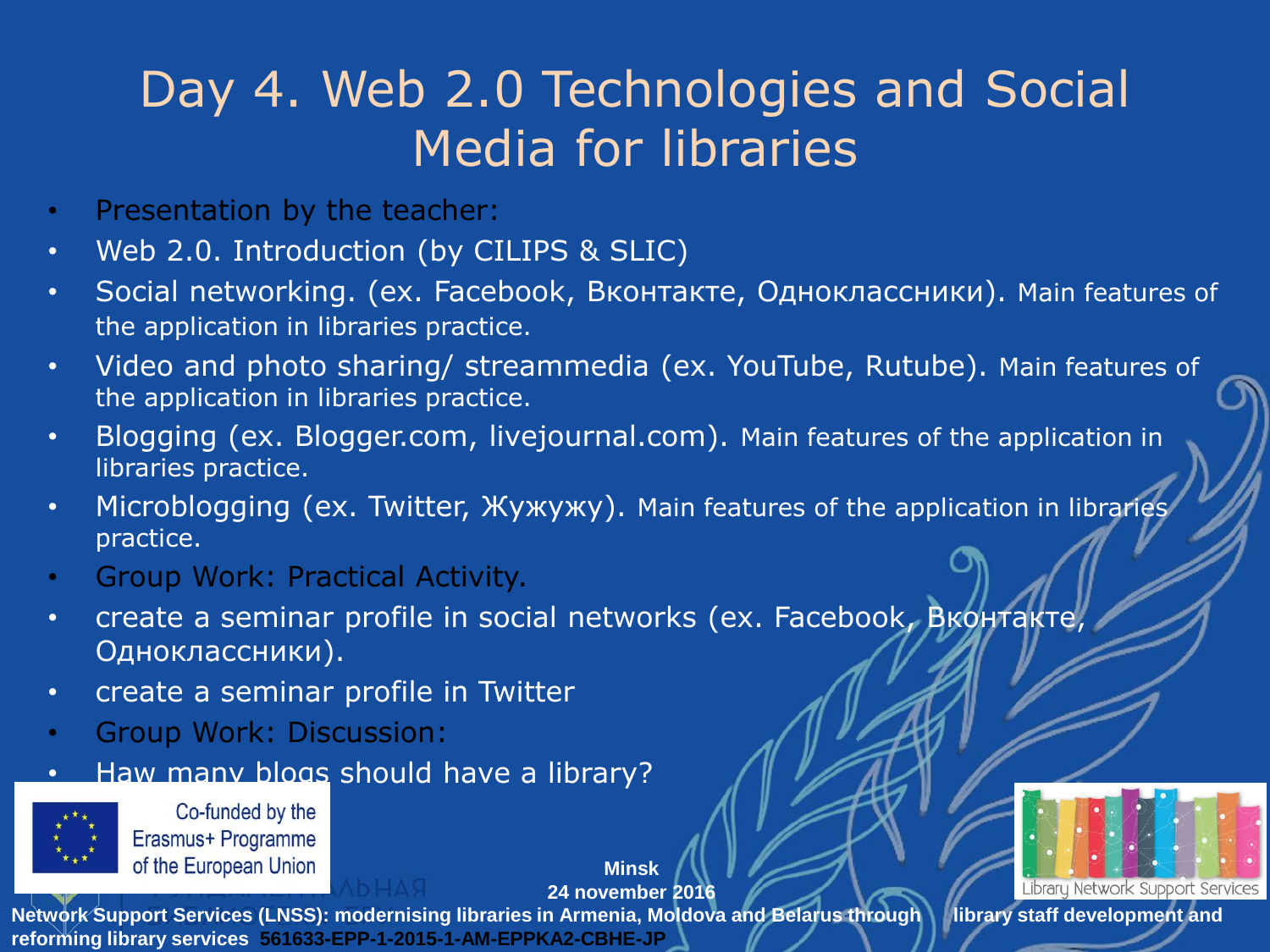# Day 4. Web 2.0 Technologies and Social Media for libraries

- Presentation by the teacher:
- Web 2.0. Introduction (by CILIPS & SLIC)
- Social networking. (ex. Facebook, Вконтакте, Одноклассники). Main features of the application in libraries practice.
- Video and photo sharing/ streammedia (ex. YouTube, Rutube). Main features of the application in libraries practice.
- Blogging (ex. Blogger.com, livejournal.com). Main features of the application in libraries practice.
- Microblogging (ex. Twitter, Жужужу). Main features of the application in libraries practice.
- Group Work: Practical Activity.
- create a seminar profile in social networks (ex. Facebook, Вконтакте, Одноклассники).
- create a seminar profile in Twitter
- Group Work: Discussion:
- Haw many blogs should have a library?

Co-funded by the Erasmus+ Programme of the European Union

Minsk
24 november 2016

Library Network Support Services

**Network Support Services (LNSS): modernising libraries in Armenia, Moldova and Belarus through library staff development and reforming library services 561633-EPP-1-2015-1-AM-EPPKA2-CBHE-JP**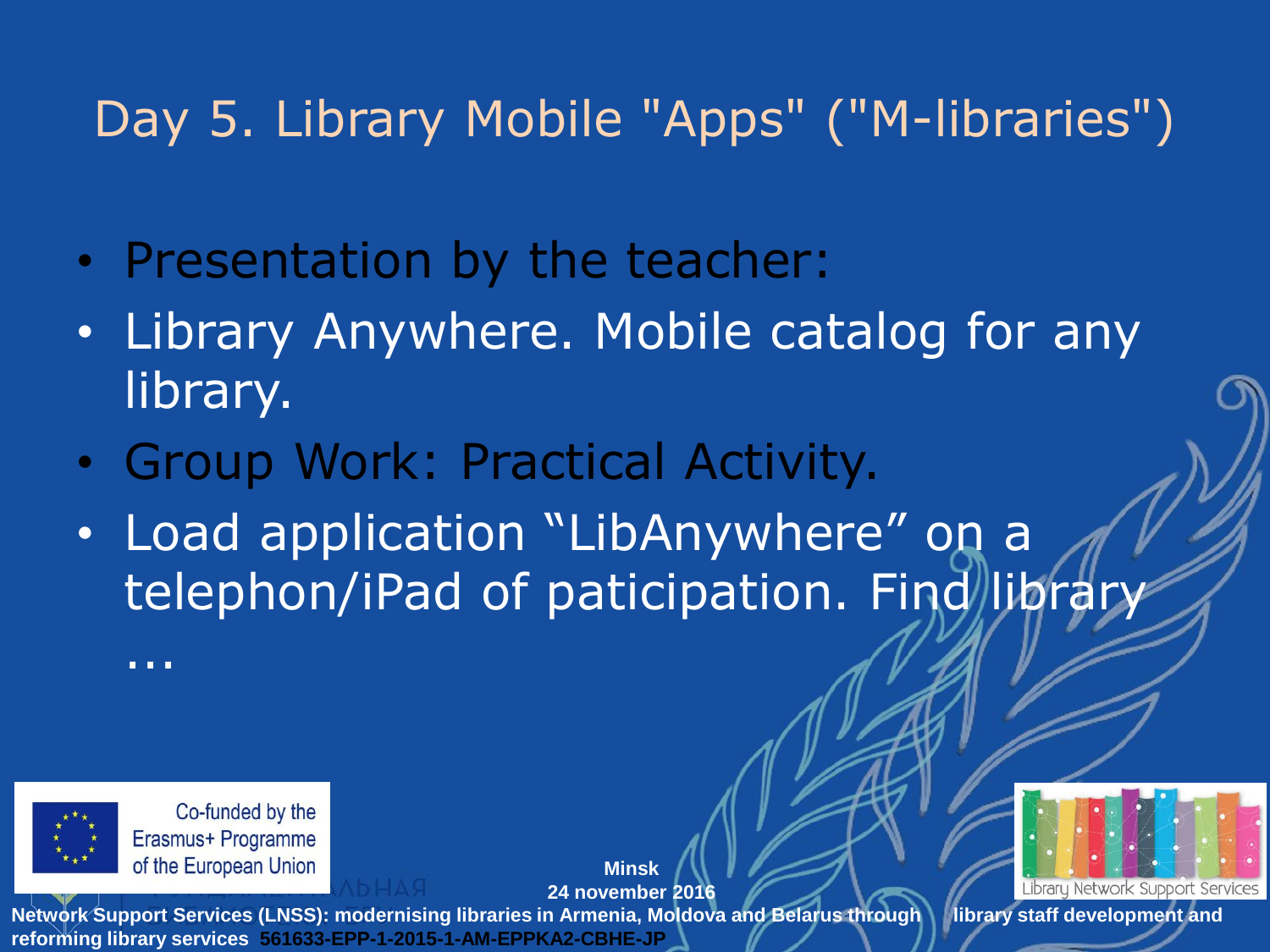# Day 5. Library Mobile "Apps" ("M-libraries")

- Presentation by the teacher:
- Library Anywhere. Mobile catalog for any library.
- Group Work: Practical Activity.
- Load application “LibAnywhere” on a telephon/iPad of paticipation. Find library …

Co-funded by the Erasmus+ Programme of the European Union

Minsk
24 november 2016

Library Network Support Services

Network Support Services (LNSS): modernising libraries in Armenia, Moldova and Belarus through library staff development and reforming library services 561633-EPP-1-2015-1-AM-EPPKA2-CBHE-JP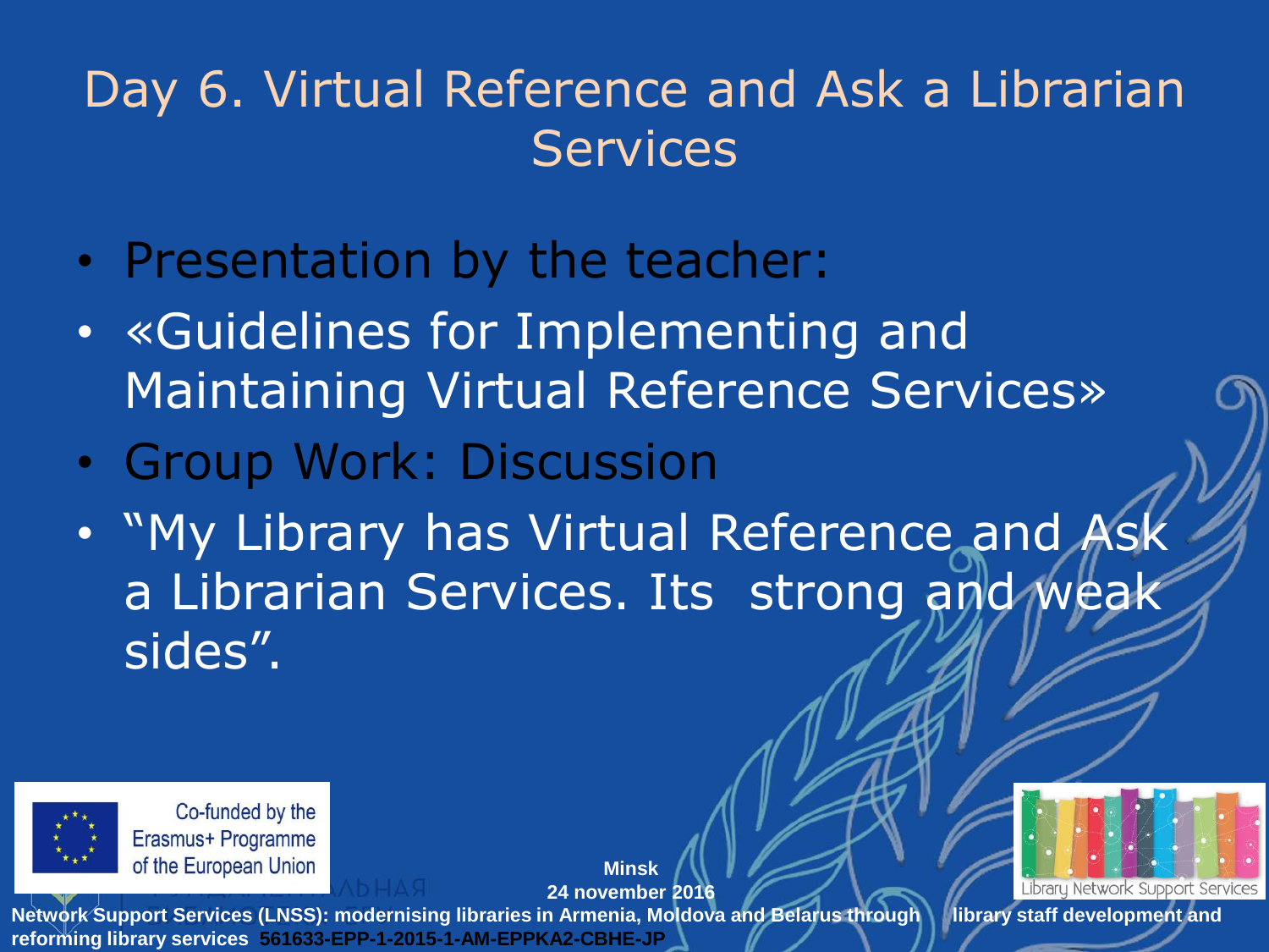# Day 6. Virtual Reference and Ask a Librarian Services

- Presentation by the teacher:
- «Guidelines for Implementing and Maintaining Virtual Reference Services»
- Group Work: Discussion
- "My Library has Virtual Reference and Ask a Librarian Services. Its strong and weak sides".

Co-funded by the Erasmus+ Programme of the European Union

Minsk
24 november 2016

Library Network Support Services

Network Support Services (LNSS): modernising libraries in Armenia, Moldova and Belarus through library staff development and reforming library services 561633-EPP-1-2015-1-AM-EPPKA2-CBHE-JP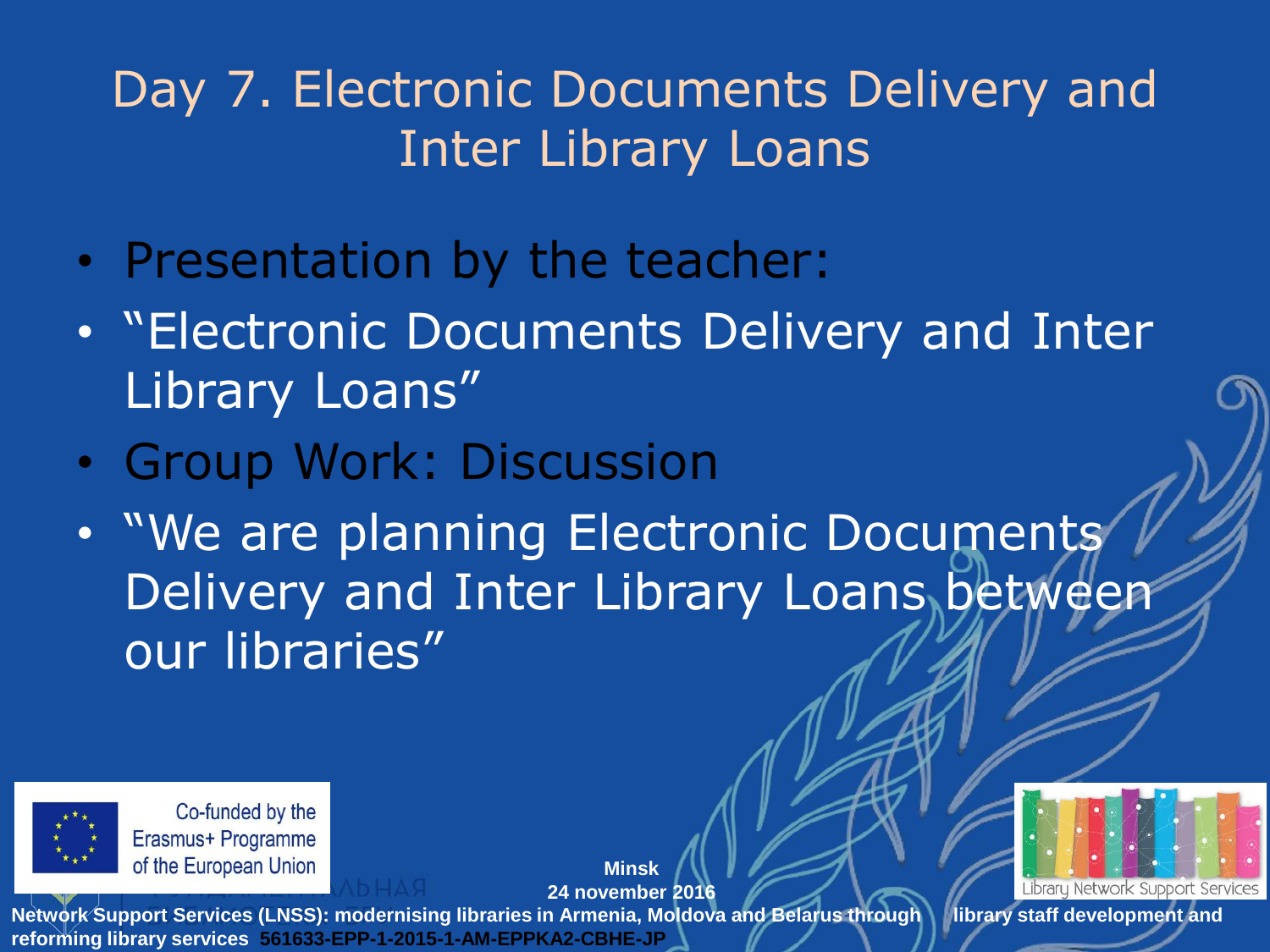# Day 7. Electronic Documents Delivery and Inter Library Loans

- Presentation by the teacher:
- "Electronic Documents Delivery and Inter Library Loans"
- Group Work: Discussion
- "We are planning Electronic Documents Delivery and Inter Library Loans between our libraries"

Co-funded by the Erasmus+ Programme of the European Union

**Minsk**
**24 november 2016**

Library Network Support Services

**Network Support Services (LNSS): modernising libraries in Armenia, Moldova and Belarus through library staff development and reforming library services 561633-EPP-1-2015-1-AM-EPPKA2-CBHE-JP**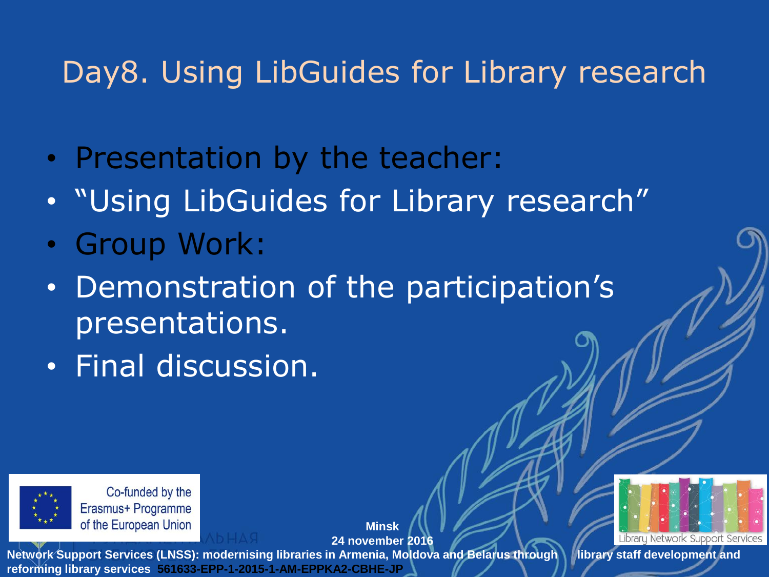# Day8. Using LibGuides for Library research

- Presentation by the teacher:
- “Using LibGuides for Library research”
- Group Work:
- Demonstration of the participation’s presentations.
- Final discussion.

Co-funded by the Erasmus+ Programme of the European Union

**Minsk**
**24 november 2016**

Library Network Support Services

**Network Support Services (LNSS): modernising libraries in Armenia, Moldova and Belarus through library staff development and reforming library services 561633-EPP-1-2015-1-AM-EPPKA2-CBHE-JP**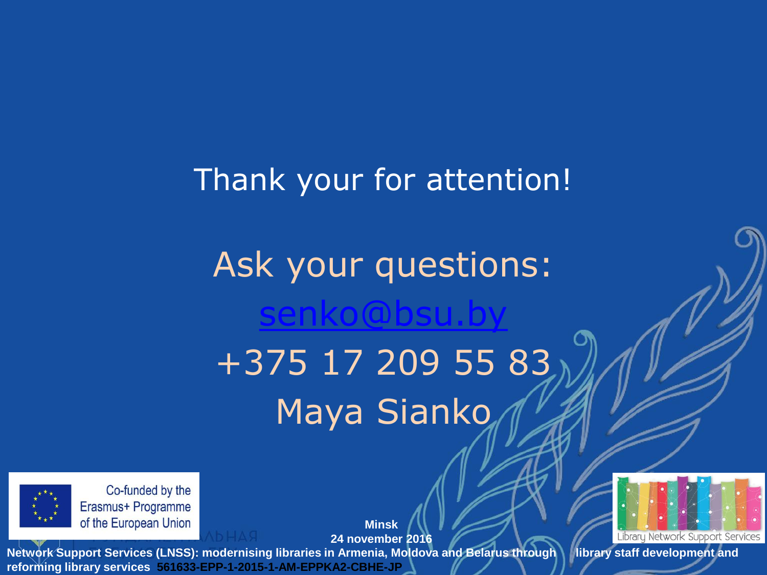Thank your for attention!

Ask your questions:

senko@bsu.by

+375 17 209 55 83

Maya Sianko

Co-funded by the Erasmus+ Programme of the European Union

Minsk
24 november 2016

Library Network Support Services

Network Support Services (LNSS): modernising libraries in Armenia, Moldova and Belarus through library staff development and reforming library services **561633-EPP-1-2015-1-AM-EPPKA2-CBHE-JP**